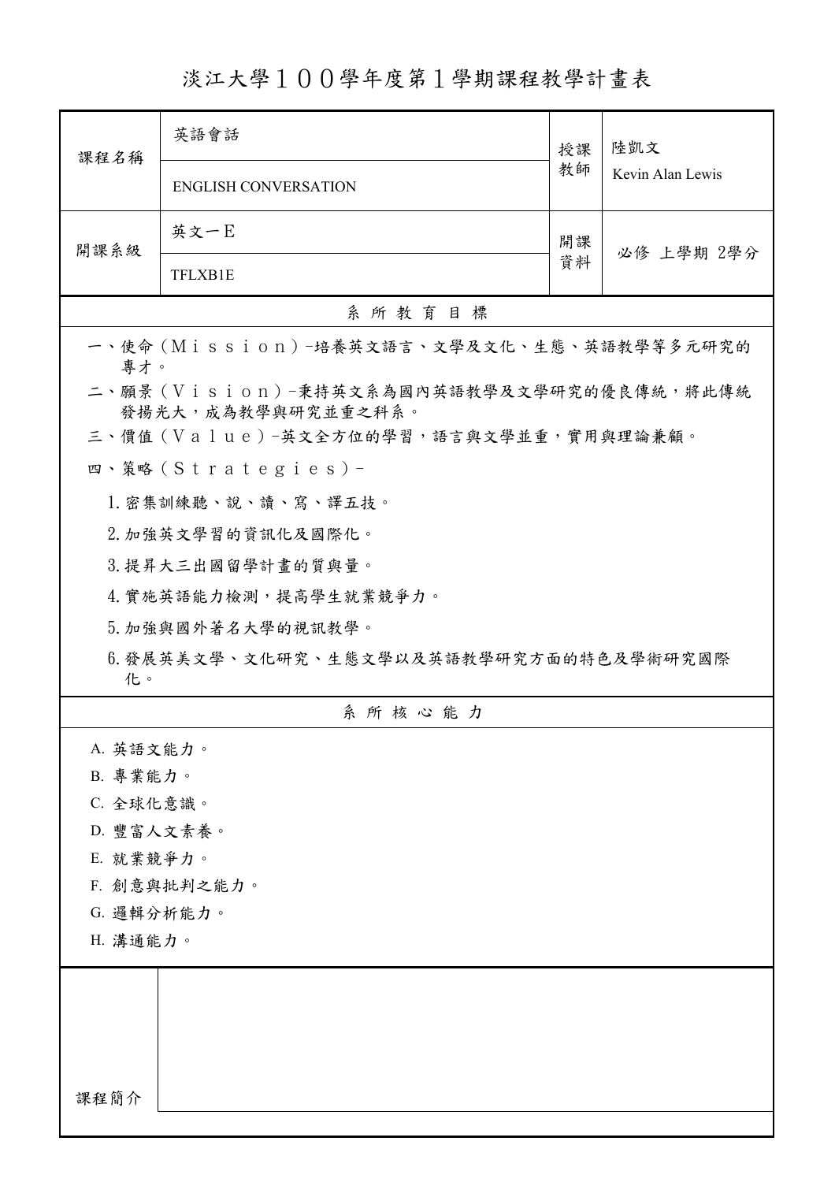# 淡江大學１００學年度第１學期課程教學計畫表

| 課程名稱 | 英語會話 | 授課教師 | 陸凱文 |
|---|---|---|---|
| | ENGLISH CONVERSATION | | Kevin Alan Lewis |
| 開課系級 | 英文一E | 開課資料 | 必修 上學期 2學分 |
| | TFLXB1E | | |

## 系 所 教 育 目 標

一、使命（Ｍｉｓｓｉｏｎ）-培養英文語言、文學及文化、生態、英語教學等多元研究的專才。

二、願景（Ｖｉｓｉｏｎ）-秉持英文系為國內英語教學及文學研究的優良傳統，將此傳統發揚光大，成為教學與研究並重之科系。

三、價值（Ｖａｌｕｅ）-英文全方位的學習，語言與文學並重，實用與理論兼顧。

四、策略（Ｓｔｒａｔｅｇｉｅｓ）-

1. 密集訓練聽、說、讀、寫、譯五技。
2. 加強英文學習的資訊化及國際化。
3. 提昇大三出國留學計畫的質與量。
4. 實施英語能力檢測，提高學生就業競爭力。
5. 加強與國外著名大學的視訊教學。
6. 發展英美文學、文化研究、生態文學以及英語教學研究方面的特色及學術研究國際化。

## 系 所 核 心 能 力

A. 英語文能力。
B. 專業能力。
C. 全球化意識。
D. 豐富人文素養。
E. 就業競爭力。
F. 創意與批判之能力。
G. 邏輯分析能力。
H. 溝通能力。

| 課程簡介 | |
|---|---|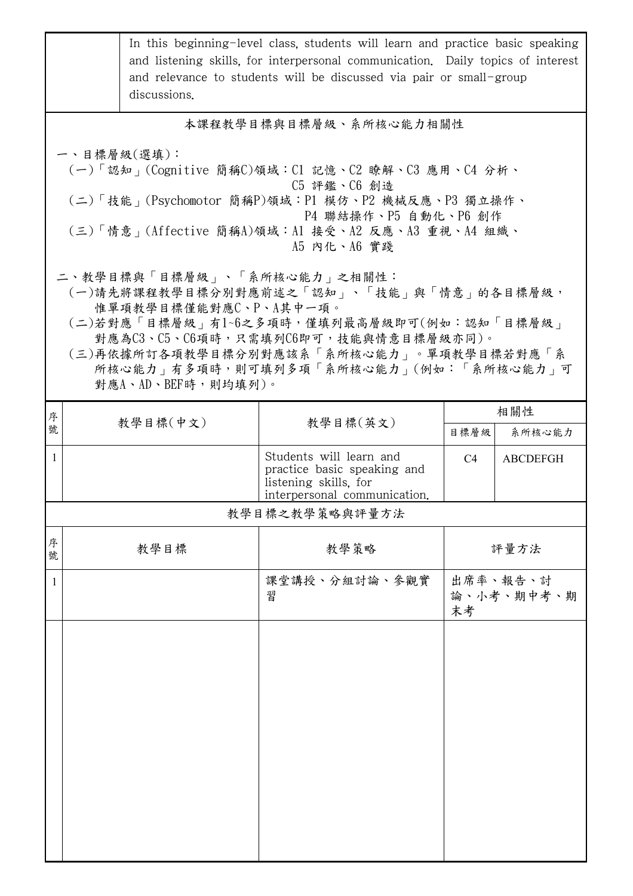| | In this beginning-level class, students will learn and practice basic speaking and listening skills, for interpersonal communication. Daily topics of interest and relevance to students will be discussed via pair or small-group discussions. |
|---|---|

## 本課程教學目標與目標層級、系所核心能力相關性

一、目標層級(選填)：

(一)「認知」(Cognitive 簡稱C)領域：C1 記憶、C2 瞭解、C3 應用、C4 分析、C5 評鑑、C6 創造

(二)「技能」(Psychomotor 簡稱P)領域：P1 模仿、P2 機械反應、P3 獨立操作、P4 聯結操作、P5 自動化、P6 創作

(三)「情意」(Affective 簡稱A)領域：A1 接受、A2 反應、A3 重視、A4 組織、A5 內化、A6 實踐

二、教學目標與「目標層級」、「系所核心能力」之相關性：

(一)請先將課程教學目標分別對應前述之「認知」、「技能」與「情意」的各目標層級，惟單項教學目標僅能對應C、P、A其中一項。

(二)若對應「目標層級」有1~6之多項時，僅填列最高層級即可(例如：認知「目標層級」對應為C3、C5、C6項時，只需填列C6即可，技能與情意目標層級亦同)。

(三)再依據所訂各項教學目標分別對應該系「系所核心能力」。單項教學目標若對應「系所核心能力」有多項時，則可填列多項「系所核心能力」(例如：「系所核心能力」可對應A、AD、BEF時，則均填列)。

| 序號 | 教學目標(中文) | 教學目標(英文) | 相關性 | |
|---|---|---|---|---|
| | | | 目標層級 | 系所核心能力 |
| 1 | | Students will learn and practice basic speaking and listening skills, for interpersonal communication. | C4 | ABCDEFGH |

## 教學目標之教學策略與評量方法

| 序號 | 教學目標 | 教學策略 | 評量方法 |
|---|---|---|---|
| 1 | | 課堂講授、分組討論、參觀實習 | 出席率、報告、討論、小考、期中考、期末考 |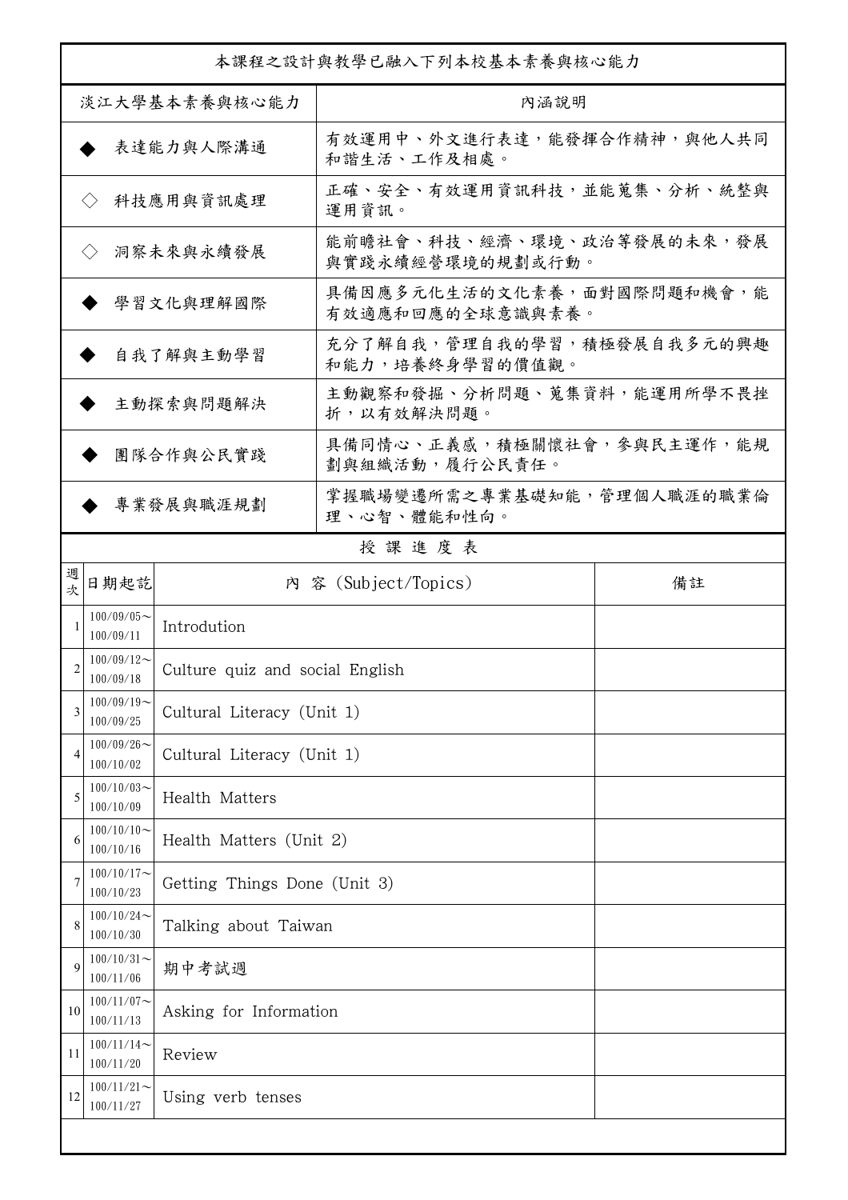| 本課程之設計與教學已融入下列本校基本素養與核心能力 | |
|---|---|
| 淡江大學基本素養與核心能力 | 內涵說明 |
| ◆ 表達能力與人際溝通 | 有效運用中、外文進行表達，能發揮合作精神，與他人共同和諧生活、工作及相處。 |
| ◇ 科技應用與資訊處理 | 正確、安全、有效運用資訊科技，並能蒐集、分析、統整與運用資訊。 |
| ◇ 洞察未來與永續發展 | 能前瞻社會、科技、經濟、環境、政治等發展的未來，發展與實踐永續經營環境的規劃或行動。 |
| ◆ 學習文化與理解國際 | 具備因應多元化生活的文化素養，面對國際問題和機會，能有效適應和回應的全球意識與素養。 |
| ◆ 自我了解與主動學習 | 充分了解自我，管理自我的學習，積極發展自我多元的興趣和能力，培養終身學習的價值觀。 |
| ◆ 主動探索與問題解決 | 主動觀察和發掘、分析問題、蒐集資料，能運用所學不畏挫折，以有效解決問題。 |
| ◆ 團隊合作與公民實踐 | 具備同情心、正義感，積極關懷社會，參與民主運作，能規劃與組織活動，履行公民責任。 |
| ◆ 專業發展與職涯規劃 | 掌握職場變遷所需之專業基礎知能，管理個人職涯的職業倫理、心智、體能和性向。 |

授 課 進 度 表

| 週次 | 日期起訖 | 內 容 (Subject/Topics) | 備註 |
|---|---|---|---|
| 1 | 100/09/05～100/09/11 | Introdution | |
| 2 | 100/09/12～100/09/18 | Culture quiz and social English | |
| 3 | 100/09/19～100/09/25 | Cultural Literacy (Unit 1) | |
| 4 | 100/09/26～100/10/02 | Cultural Literacy (Unit 1) | |
| 5 | 100/10/03～100/10/09 | Health Matters | |
| 6 | 100/10/10～100/10/16 | Health Matters (Unit 2) | |
| 7 | 100/10/17～100/10/23 | Getting Things Done (Unit 3) | |
| 8 | 100/10/24～100/10/30 | Talking about Taiwan | |
| 9 | 100/10/31～100/11/06 | 期中考試週 | |
| 10 | 100/11/07～100/11/13 | Asking for Information | |
| 11 | 100/11/14～100/11/20 | Review | |
| 12 | 100/11/21～100/11/27 | Using verb tenses | |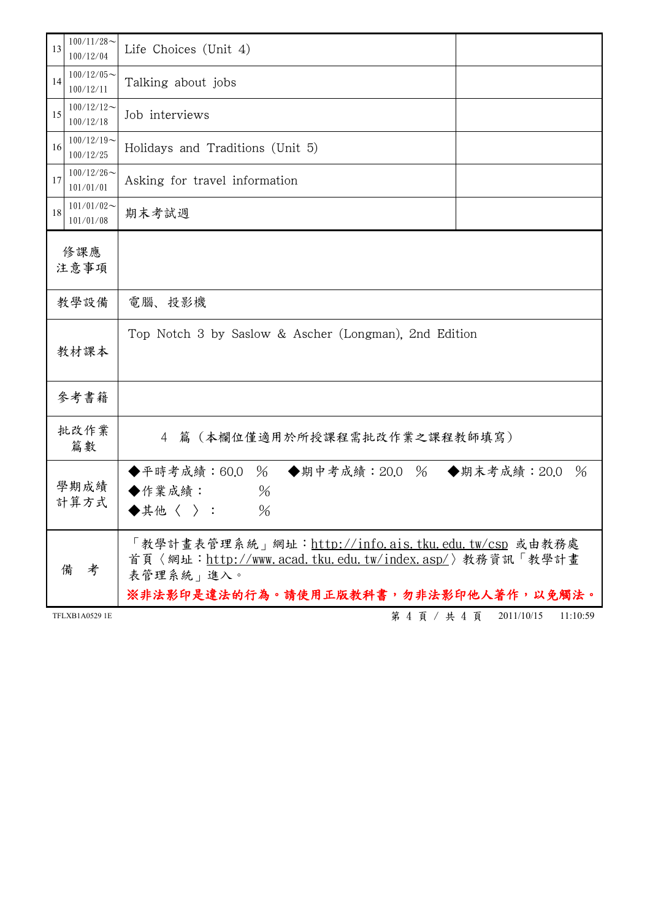| | | | |
|---|---|---|---|
| 13 | 100/11/28～100/12/04 | Life Choices (Unit 4) | |
| 14 | 100/12/05～100/12/11 | Talking about jobs | |
| 15 | 100/12/12～100/12/18 | Job interviews | |
| 16 | 100/12/19～100/12/25 | Holidays and Traditions (Unit 5) | |
| 17 | 100/12/26～101/01/01 | Asking for travel information | |
| 18 | 101/01/02～101/01/08 | 期末考試週 | |

| | |
|---|---|
| 修課應注意事項 | |
| 教學設備 | 電腦、投影機 |
| 教材課本 | Top Notch 3 by Saslow & Ascher (Longman), 2nd Edition |
| 參考書籍 | |
| 批改作業篇數 | 4 篇（本欄位僅適用於所授課程需批改作業之課程教師填寫） |
| 學期成績計算方式 | ◆平時考成績：60.0 % ◆期中考成績：20.0 % ◆期末考成績：20.0 %<br>◆作業成績： %<br>◆其他〈 〉： % |
| 備考 | 「教學計畫表管理系統」網址：http://info.ais.tku.edu.tw/csp 或由教務處首頁〈網址：http://www.acad.tku.edu.tw/index.asp/〉教務資訊「教學計畫表管理系統」進入。<br>**※非法影印是違法的行為。請使用正版教科書，勿非法影印他人著作，以免觸法。** |

TFLXB1A0529 1E　　2011/10/15　11:10:59